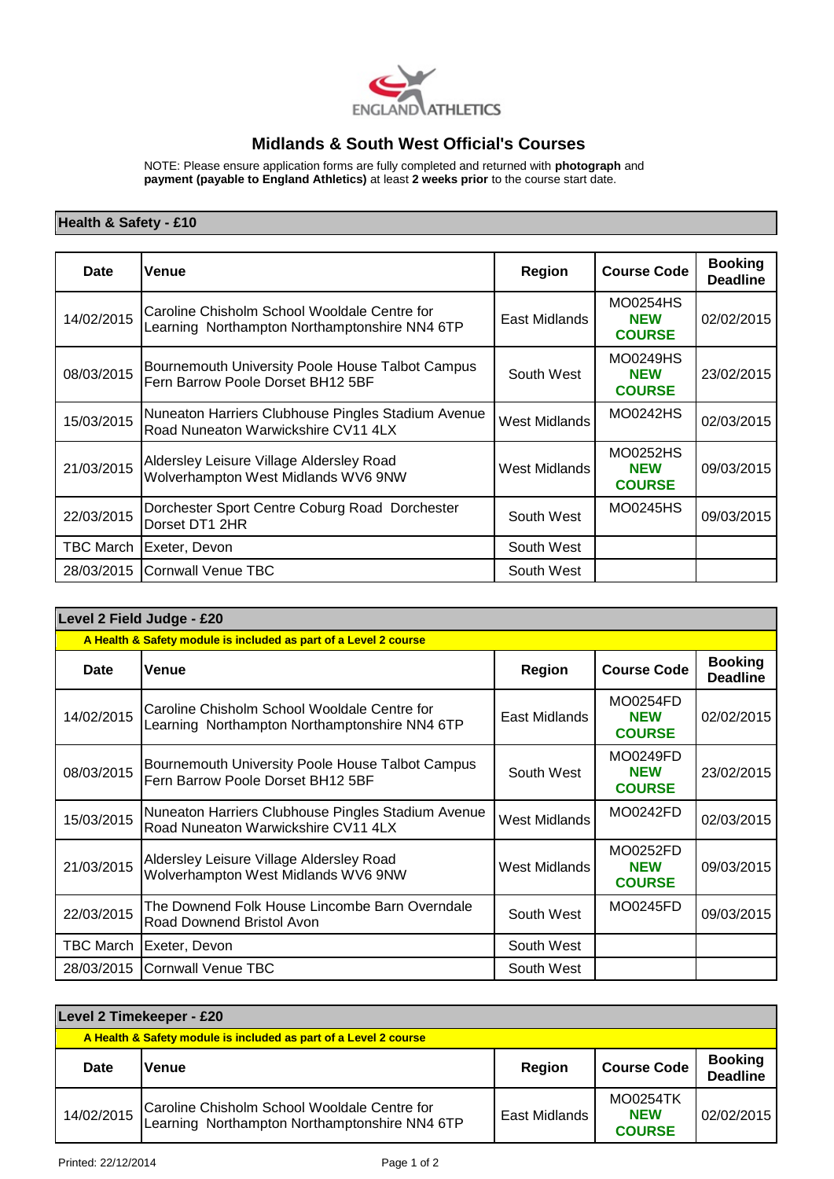ENGLAND ATHLETICS

# Midlands & South West Official's Courses

NOTE: Please ensure application forms are fully completed and returned with **photograph** and **payment (payable to England Athletics)** at least **2 weeks prior** to the course start date.

## Health & Safety - £10

| Date | Venue | Region | Course Code | Booking Deadline |
|---|---|---|---|---|
| 14/02/2015 | Caroline Chisholm School Wooldale Centre for Learning Northampton Northamptonshire NN4 6TP | East Midlands | MO0254HS **NEW COURSE** | 02/02/2015 |
| 08/03/2015 | Bournemouth University Poole House Talbot Campus Fern Barrow Poole Dorset BH12 5BF | South West | MO0249HS **NEW COURSE** | 23/02/2015 |
| 15/03/2015 | Nuneaton Harriers Clubhouse Pingles Stadium Avenue Road Nuneaton Warwickshire CV11 4LX | West Midlands | MO0242HS | 02/03/2015 |
| 21/03/2015 | Aldersley Leisure Village Aldersley Road Wolverhampton West Midlands WV6 9NW | West Midlands | MO0252HS **NEW COURSE** | 09/03/2015 |
| 22/03/2015 | Dorchester Sport Centre Coburg Road Dorchester Dorset DT1 2HR | South West | MO0245HS | 09/03/2015 |
| TBC March | Exeter, Devon | South West | | |
| 28/03/2015 | Cornwall Venue TBC | South West | | |

## Level 2 Field Judge - £20

**A Health & Safety module is included as part of a Level 2 course**

| Date | Venue | Region | Course Code | Booking Deadline |
|---|---|---|---|---|
| 14/02/2015 | Caroline Chisholm School Wooldale Centre for Learning Northampton Northamptonshire NN4 6TP | East Midlands | MO0254FD **NEW COURSE** | 02/02/2015 |
| 08/03/2015 | Bournemouth University Poole House Talbot Campus Fern Barrow Poole Dorset BH12 5BF | South West | MO0249FD **NEW COURSE** | 23/02/2015 |
| 15/03/2015 | Nuneaton Harriers Clubhouse Pingles Stadium Avenue Road Nuneaton Warwickshire CV11 4LX | West Midlands | MO0242FD | 02/03/2015 |
| 21/03/2015 | Aldersley Leisure Village Aldersley Road Wolverhampton West Midlands WV6 9NW | West Midlands | MO0252FD **NEW COURSE** | 09/03/2015 |
| 22/03/2015 | The Downend Folk House Lincombe Barn Overndale Road Downend Bristol Avon | South West | MO0245FD | 09/03/2015 |
| TBC March | Exeter, Devon | South West | | |
| 28/03/2015 | Cornwall Venue TBC | South West | | |

## Level 2 Timekeeper - £20

**A Health & Safety module is included as part of a Level 2 course**

| Date | Venue | Region | Course Code | Booking Deadline |
|---|---|---|---|---|
| 14/02/2015 | Caroline Chisholm School Wooldale Centre for Learning Northampton Northamptonshire NN4 6TP | East Midlands | MO0254TK **NEW COURSE** | 02/02/2015 |

Printed: 22/12/2014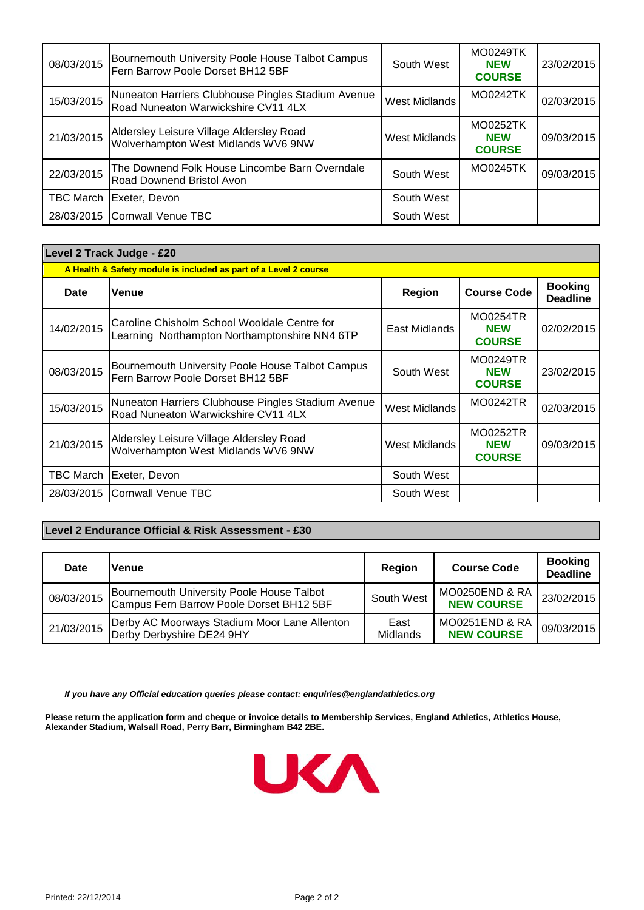| | | | | |
|---|---|---|---|---|
| 08/03/2015 | Bournemouth University Poole House Talbot Campus Fern Barrow Poole Dorset BH12 5BF | South West | MO0249TK **NEW COURSE** | 23/02/2015 |
| 15/03/2015 | Nuneaton Harriers Clubhouse Pingles Stadium Avenue Road Nuneaton Warwickshire CV11 4LX | West Midlands | MO0242TK | 02/03/2015 |
| 21/03/2015 | Aldersley Leisure Village Aldersley Road Wolverhampton West Midlands WV6 9NW | West Midlands | MO0252TK **NEW COURSE** | 09/03/2015 |
| 22/03/2015 | The Downend Folk House Lincombe Barn Overndale Road Downend Bristol Avon | South West | MO0245TK | 09/03/2015 |
| TBC March | Exeter, Devon | South West | | |
| 28/03/2015 | Cornwall Venue TBC | South West | | |

## Level 2 Track Judge - £20

**A Health & Safety module is included as part of a Level 2 course**

| Date | Venue | Region | Course Code | Booking Deadline |
|---|---|---|---|---|
| 14/02/2015 | Caroline Chisholm School Wooldale Centre for Learning Northampton Northamptonshire NN4 6TP | East Midlands | MO0254TR **NEW COURSE** | 02/02/2015 |
| 08/03/2015 | Bournemouth University Poole House Talbot Campus Fern Barrow Poole Dorset BH12 5BF | South West | MO0249TR **NEW COURSE** | 23/02/2015 |
| 15/03/2015 | Nuneaton Harriers Clubhouse Pingles Stadium Avenue Road Nuneaton Warwickshire CV11 4LX | West Midlands | MO0242TR | 02/03/2015 |
| 21/03/2015 | Aldersley Leisure Village Aldersley Road Wolverhampton West Midlands WV6 9NW | West Midlands | MO0252TR **NEW COURSE** | 09/03/2015 |
| TBC March | Exeter, Devon | South West | | |
| 28/03/2015 | Cornwall Venue TBC | South West | | |

## Level 2 Endurance Official & Risk Assessment - £30

| Date | Venue | Region | Course Code | Booking Deadline |
|---|---|---|---|---|
| 08/03/2015 | Bournemouth University Poole House Talbot Campus Fern Barrow Poole Dorset BH12 5BF | South West | MO0250END & RA **NEW COURSE** | 23/02/2015 |
| 21/03/2015 | Derby AC Moorways Stadium Moor Lane Allenton Derby Derbyshire DE24 9HY | East Midlands | MO0251END & RA **NEW COURSE** | 09/03/2015 |

***If you have any Official education queries please contact: enquiries@englandathletics.org***

**Please return the application form and cheque or invoice details to Membership Services, England Athletics, Athletics House, Alexander Stadium, Walsall Road, Perry Barr, Birmingham B42 2BE.**

UKA

Printed: 22/12/2014